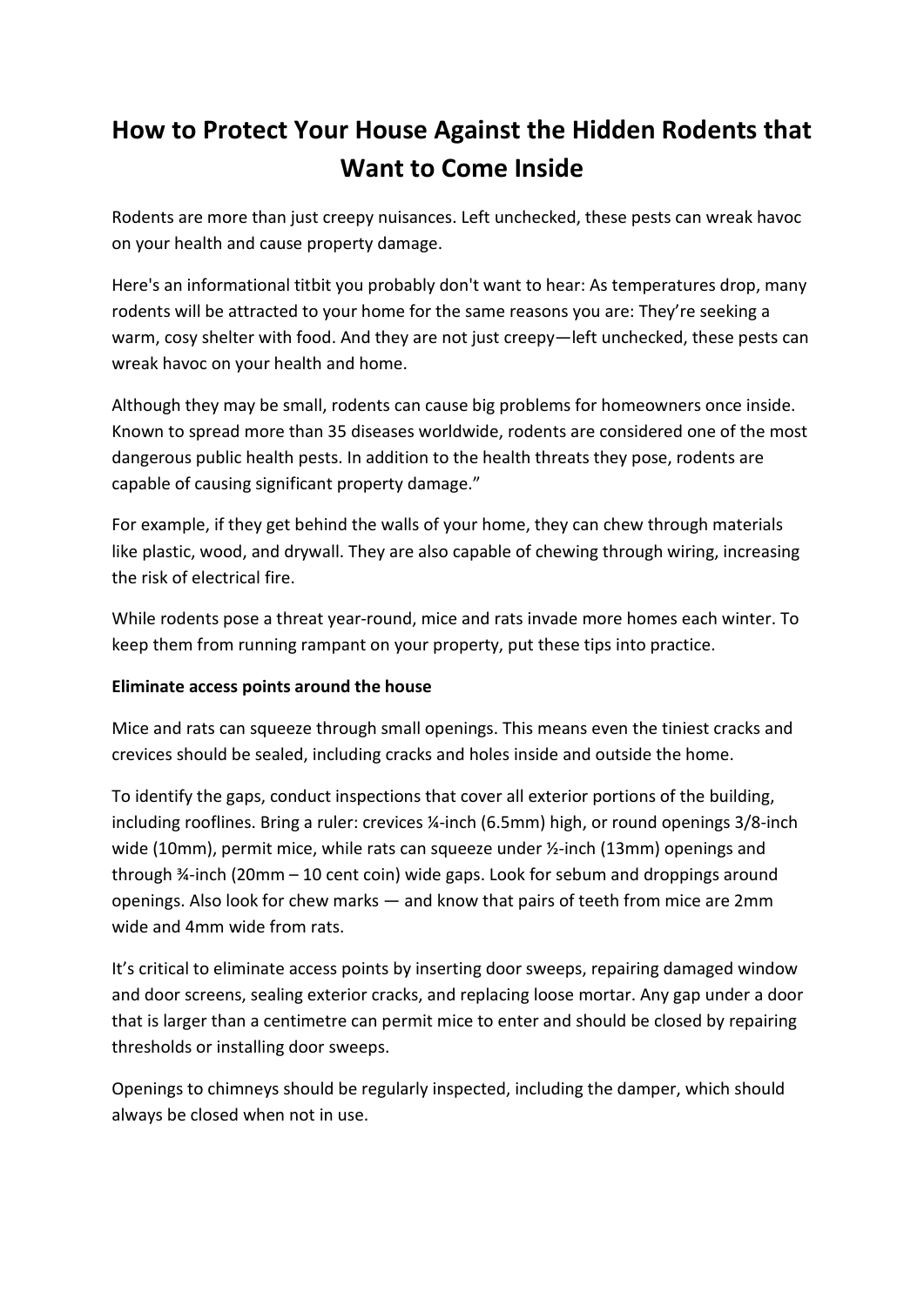# How to Protect Your House Against the Hidden Rodents that Want to Come Inside

Rodents are more than just creepy nuisances. Left unchecked, these pests can wreak havoc on your health and cause property damage.

Here's an informational titbit you probably don't want to hear: As temperatures drop, many rodents will be attracted to your home for the same reasons you are: They're seeking a warm, cosy shelter with food. And they are not just creepy—left unchecked, these pests can wreak havoc on your health and home.

Although they may be small, rodents can cause big problems for homeowners once inside. Known to spread more than 35 diseases worldwide, rodents are considered one of the most dangerous public health pests. In addition to the health threats they pose, rodents are capable of causing significant property damage."

For example, if they get behind the walls of your home, they can chew through materials like plastic, wood, and drywall. They are also capable of chewing through wiring, increasing the risk of electrical fire.

While rodents pose a threat year-round, mice and rats invade more homes each winter. To keep them from running rampant on your property, put these tips into practice.

**Eliminate access points around the house**

Mice and rats can squeeze through small openings. This means even the tiniest cracks and crevices should be sealed, including cracks and holes inside and outside the home.

To identify the gaps, conduct inspections that cover all exterior portions of the building, including rooflines. Bring a ruler: crevices ¼-inch (6.5mm) high, or round openings 3/8-inch wide (10mm), permit mice, while rats can squeeze under ½-inch (13mm) openings and through ¾-inch (20mm – 10 cent coin) wide gaps. Look for sebum and droppings around openings. Also look for chew marks — and know that pairs of teeth from mice are 2mm wide and 4mm wide from rats.

It's critical to eliminate access points by inserting door sweeps, repairing damaged window and door screens, sealing exterior cracks, and replacing loose mortar. Any gap under a door that is larger than a centimetre can permit mice to enter and should be closed by repairing thresholds or installing door sweeps.

Openings to chimneys should be regularly inspected, including the damper, which should always be closed when not in use.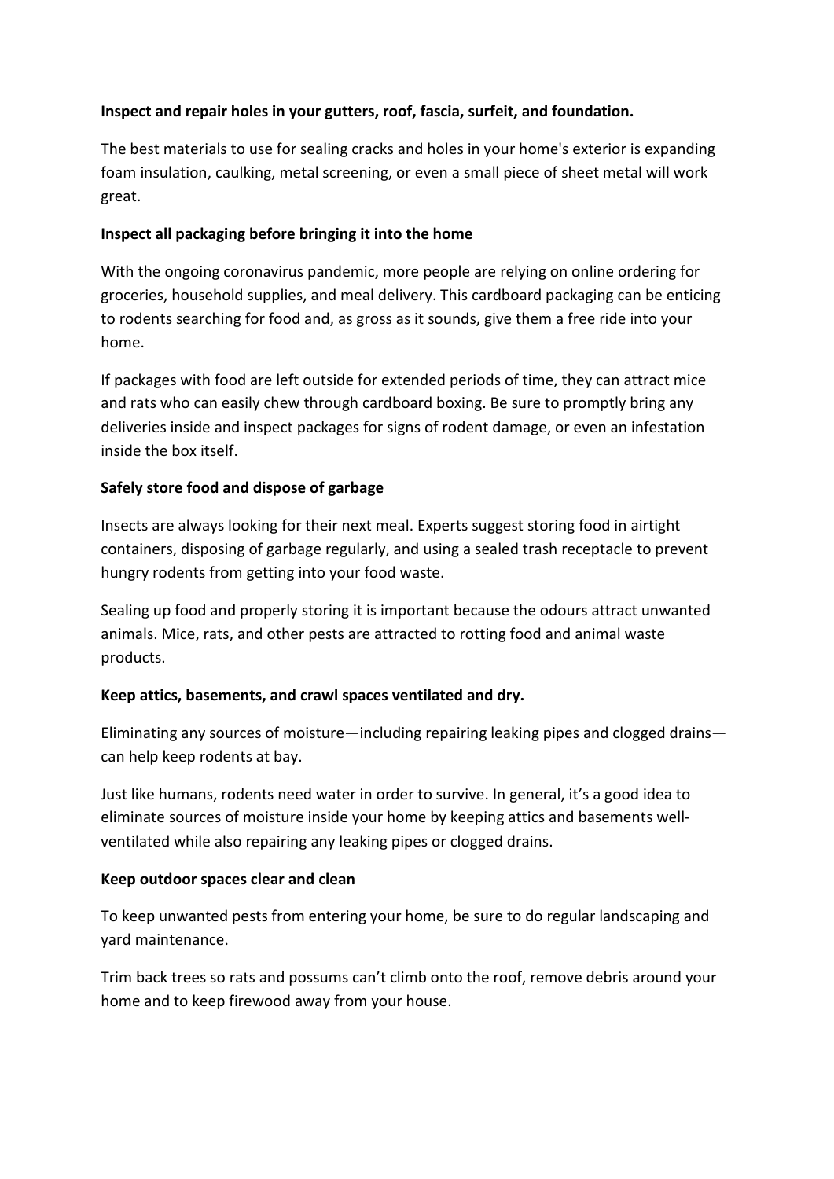**Inspect and repair holes in your gutters, roof, fascia, surfeit, and foundation.**

The best materials to use for sealing cracks and holes in your home's exterior is expanding foam insulation, caulking, metal screening, or even a small piece of sheet metal will work great.

**Inspect all packaging before bringing it into the home**

With the ongoing coronavirus pandemic, more people are relying on online ordering for groceries, household supplies, and meal delivery. This cardboard packaging can be enticing to rodents searching for food and, as gross as it sounds, give them a free ride into your home.

If packages with food are left outside for extended periods of time, they can attract mice and rats who can easily chew through cardboard boxing. Be sure to promptly bring any deliveries inside and inspect packages for signs of rodent damage, or even an infestation inside the box itself.

**Safely store food and dispose of garbage**

Insects are always looking for their next meal. Experts suggest storing food in airtight containers, disposing of garbage regularly, and using a sealed trash receptacle to prevent hungry rodents from getting into your food waste.

Sealing up food and properly storing it is important because the odours attract unwanted animals. Mice, rats, and other pests are attracted to rotting food and animal waste products.

**Keep attics, basements, and crawl spaces ventilated and dry.**

Eliminating any sources of moisture—including repairing leaking pipes and clogged drains—can help keep rodents at bay.

Just like humans, rodents need water in order to survive. In general, it's a good idea to eliminate sources of moisture inside your home by keeping attics and basements well-ventilated while also repairing any leaking pipes or clogged drains.

**Keep outdoor spaces clear and clean**

To keep unwanted pests from entering your home, be sure to do regular landscaping and yard maintenance.

Trim back trees so rats and possums can't climb onto the roof, remove debris around your home and to keep firewood away from your house.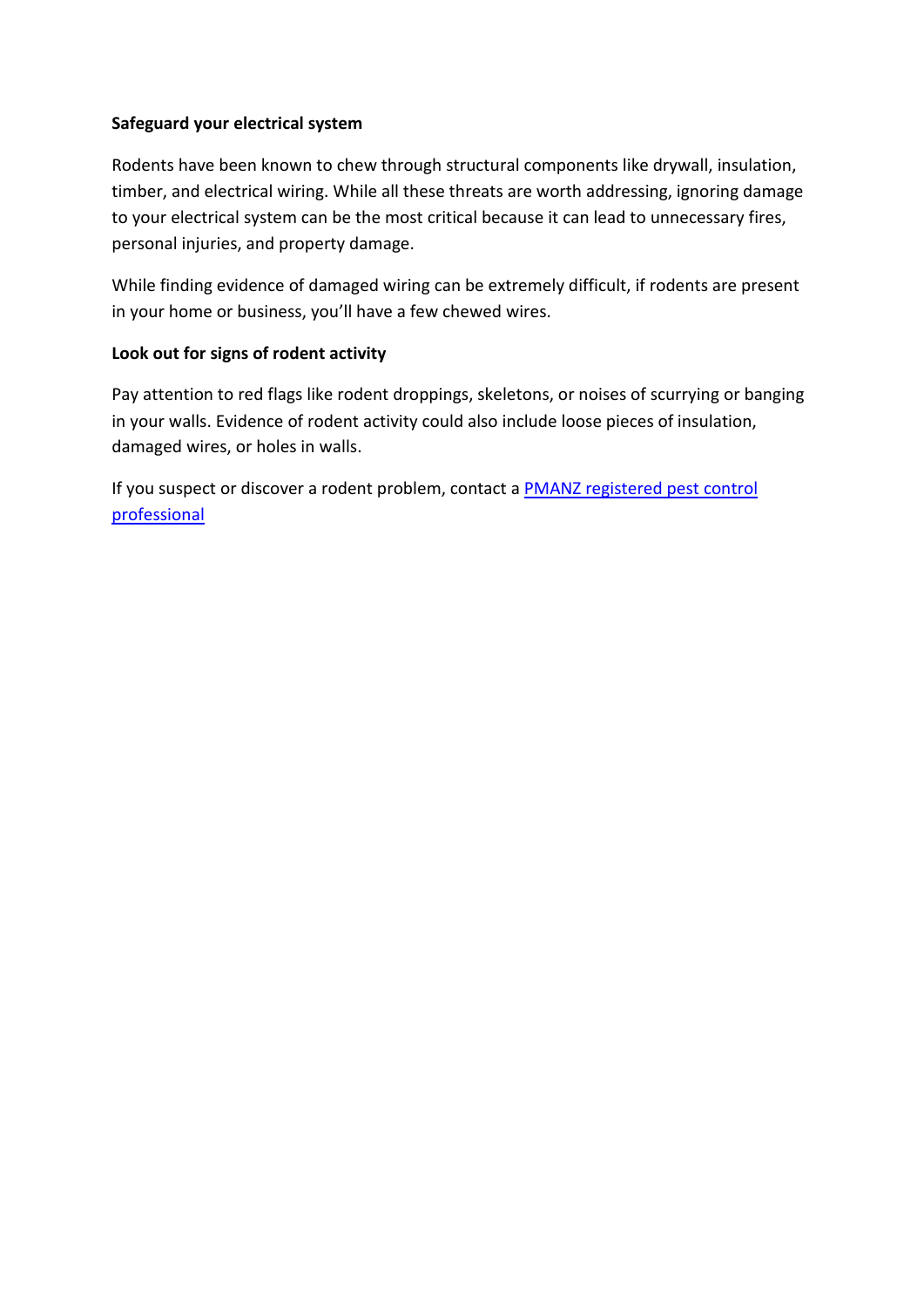**Safeguard your electrical system**

Rodents have been known to chew through structural components like drywall, insulation, timber, and electrical wiring. While all these threats are worth addressing, ignoring damage to your electrical system can be the most critical because it can lead to unnecessary fires, personal injuries, and property damage.

While finding evidence of damaged wiring can be extremely difficult, if rodents are present in your home or business, you'll have a few chewed wires.

**Look out for signs of rodent activity**

Pay attention to red flags like rodent droppings, skeletons, or noises of scurrying or banging in your walls. Evidence of rodent activity could also include loose pieces of insulation, damaged wires, or holes in walls.

If you suspect or discover a rodent problem, contact a PMANZ registered pest control professional